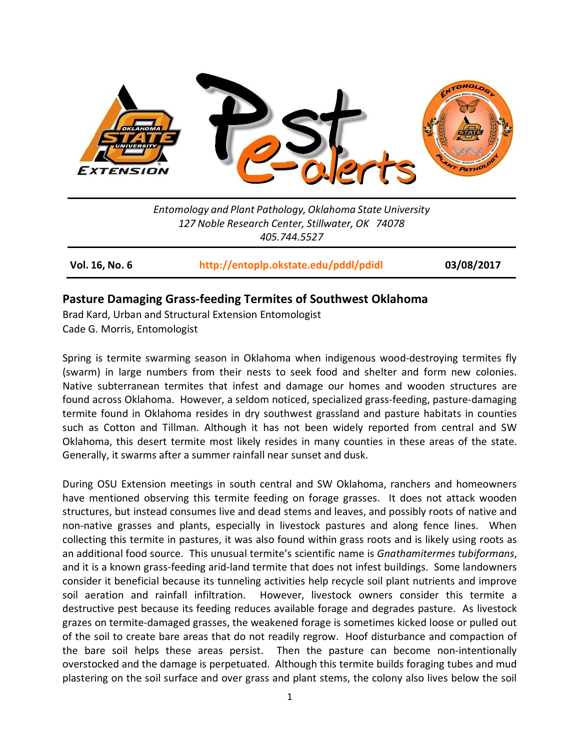*Entomology and Plant Pathology, Oklahoma State University*
*127 Noble Research Center, Stillwater, OK 74078*
*405.744.5527*

**Vol. 16, No. 6** **http://entoplp.okstate.edu/pddl/pdidl** **03/08/2017**

## Pasture Damaging Grass-feeding Termites of Southwest Oklahoma

Brad Kard, Urban and Structural Extension Entomologist
Cade G. Morris, Entomologist

Spring is termite swarming season in Oklahoma when indigenous wood-destroying termites fly (swarm) in large numbers from their nests to seek food and shelter and form new colonies. Native subterranean termites that infest and damage our homes and wooden structures are found across Oklahoma. However, a seldom noticed, specialized grass-feeding, pasture-damaging termite found in Oklahoma resides in dry southwest grassland and pasture habitats in counties such as Cotton and Tillman. Although it has not been widely reported from central and SW Oklahoma, this desert termite most likely resides in many counties in these areas of the state. Generally, it swarms after a summer rainfall near sunset and dusk.

During OSU Extension meetings in south central and SW Oklahoma, ranchers and homeowners have mentioned observing this termite feeding on forage grasses. It does not attack wooden structures, but instead consumes live and dead stems and leaves, and possibly roots of native and non-native grasses and plants, especially in livestock pastures and along fence lines. When collecting this termite in pastures, it was also found within grass roots and is likely using roots as an additional food source. This unusual termite's scientific name is *Gnathamitermes tubiformans*, and it is a known grass-feeding arid-land termite that does not infest buildings. Some landowners consider it beneficial because its tunneling activities help recycle soil plant nutrients and improve soil aeration and rainfall infiltration. However, livestock owners consider this termite a destructive pest because its feeding reduces available forage and degrades pasture. As livestock grazes on termite-damaged grasses, the weakened forage is sometimes kicked loose or pulled out of the soil to create bare areas that do not readily regrow. Hoof disturbance and compaction of the bare soil helps these areas persist. Then the pasture can become non-intentionally overstocked and the damage is perpetuated. Although this termite builds foraging tubes and mud plastering on the soil surface and over grass and plant stems, the colony also lives below the soil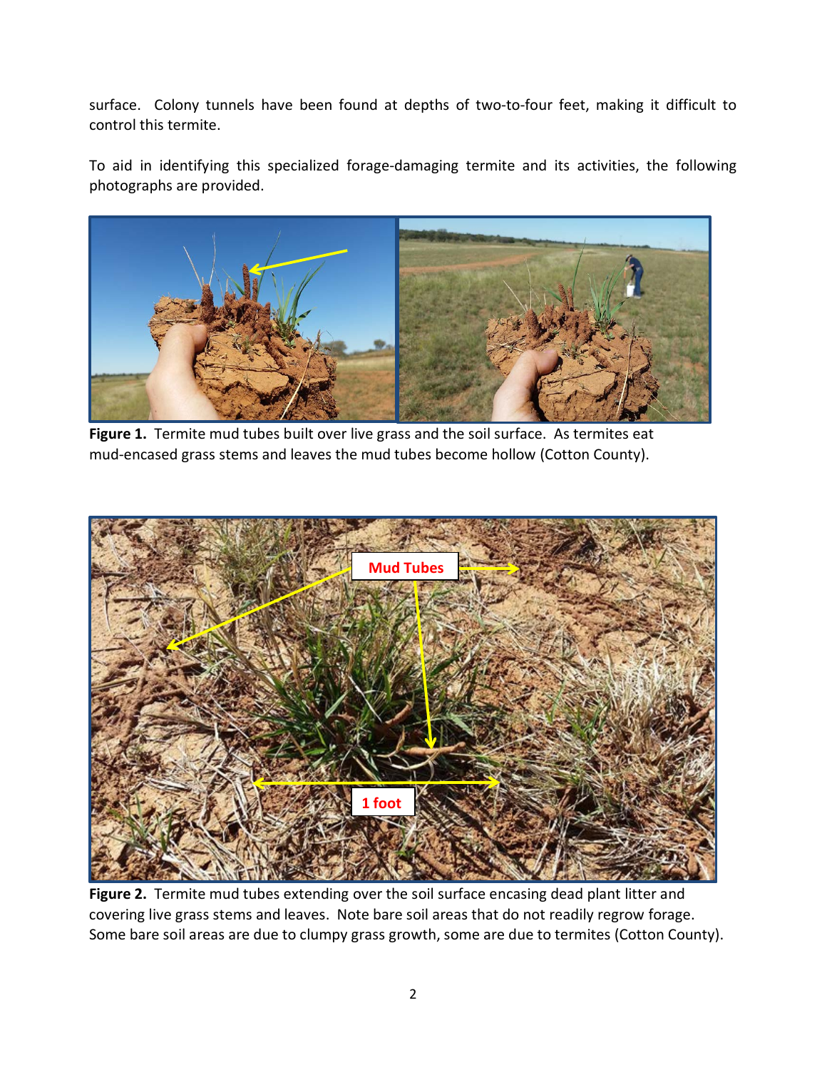surface. Colony tunnels have been found at depths of two-to-four feet, making it difficult to control this termite.

To aid in identifying this specialized forage-damaging termite and its activities, the following photographs are provided.

**Figure 1.** Termite mud tubes built over live grass and the soil surface. As termites eat mud-encased grass stems and leaves the mud tubes become hollow (Cotton County).

**Figure 2.** Termite mud tubes extending over the soil surface encasing dead plant litter and covering live grass stems and leaves. Note bare soil areas that do not readily regrow forage. Some bare soil areas are due to clumpy grass growth, some are due to termites (Cotton County).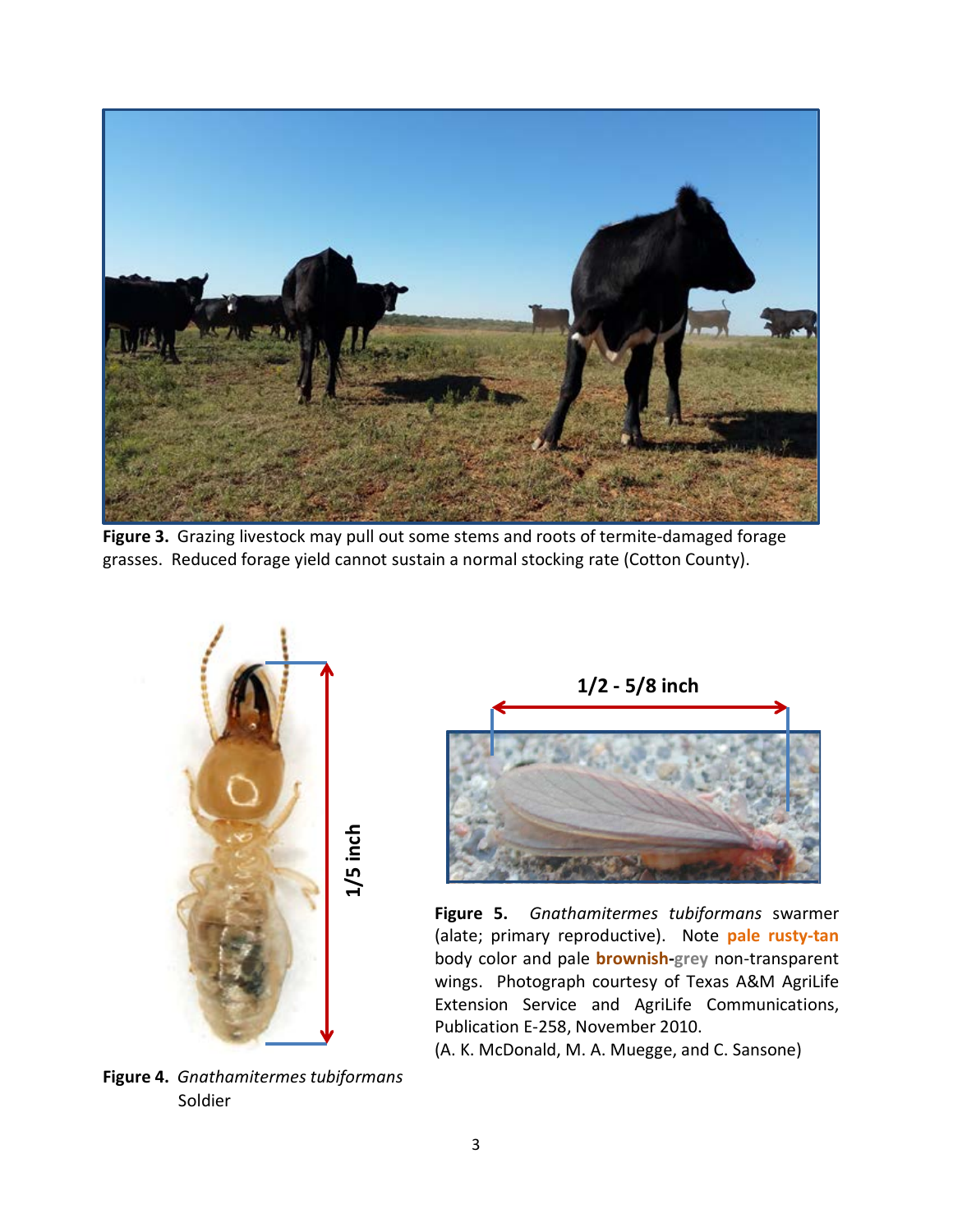**Figure 3.** Grazing livestock may pull out some stems and roots of termite-damaged forage grasses. Reduced forage yield cannot sustain a normal stocking rate (Cotton County).

**Figure 4.** *Gnathamitermes tubiformans* Soldier

**Figure 5.** *Gnathamitermes tubiformans* swarmer (alate; primary reproductive). Note **pale rusty-tan** body color and pale **brownish-grey** non-transparent wings. Photograph courtesy of Texas A&M AgriLife Extension Service and AgriLife Communications, Publication E-258, November 2010.
(A. K. McDonald, M. A. Muegge, and C. Sansone)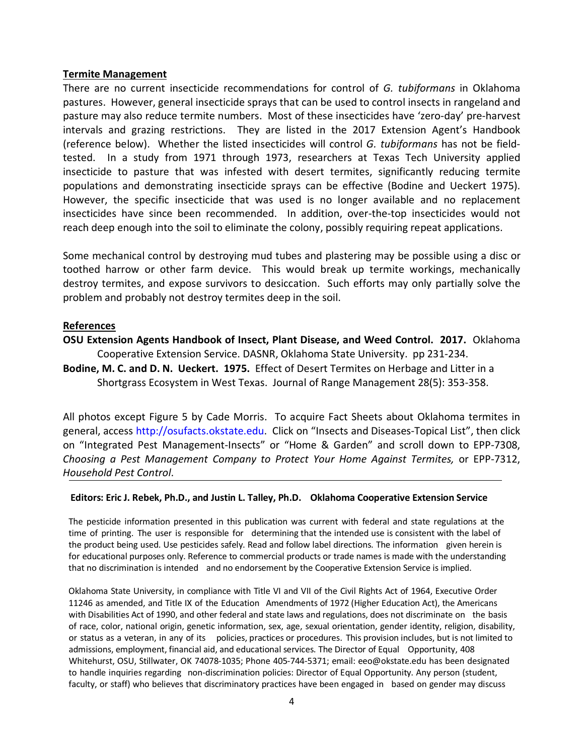## Termite Management

There are no current insecticide recommendations for control of *G. tubiformans* in Oklahoma pastures. However, general insecticide sprays that can be used to control insects in rangeland and pasture may also reduce termite numbers. Most of these insecticides have 'zero-day' pre-harvest intervals and grazing restrictions. They are listed in the 2017 Extension Agent's Handbook (reference below). Whether the listed insecticides will control *G. tubiformans* has not be field-tested. In a study from 1971 through 1973, researchers at Texas Tech University applied insecticide to pasture that was infested with desert termites, significantly reducing termite populations and demonstrating insecticide sprays can be effective (Bodine and Ueckert 1975). However, the specific insecticide that was used is no longer available and no replacement insecticides have since been recommended. In addition, over-the-top insecticides would not reach deep enough into the soil to eliminate the colony, possibly requiring repeat applications.

Some mechanical control by destroying mud tubes and plastering may be possible using a disc or toothed harrow or other farm device. This would break up termite workings, mechanically destroy termites, and expose survivors to desiccation. Such efforts may only partially solve the problem and probably not destroy termites deep in the soil.

## References

**OSU Extension Agents Handbook of Insect, Plant Disease, and Weed Control. 2017.** Oklahoma Cooperative Extension Service. DASNR, Oklahoma State University. pp 231-234.

**Bodine, M. C. and D. N. Ueckert. 1975.** Effect of Desert Termites on Herbage and Litter in a Shortgrass Ecosystem in West Texas. Journal of Range Management 28(5): 353-358.

All photos except Figure 5 by Cade Morris. To acquire Fact Sheets about Oklahoma termites in general, access http://osufacts.okstate.edu. Click on "Insects and Diseases-Topical List", then click on "Integrated Pest Management-Insects" or "Home & Garden" and scroll down to EPP-7308, *Choosing a Pest Management Company to Protect Your Home Against Termites,* or EPP-7312, *Household Pest Control*.

---

**Editors: Eric J. Rebek, Ph.D., and Justin L. Talley, Ph.D. Oklahoma Cooperative Extension Service**

The pesticide information presented in this publication was current with federal and state regulations at the time of printing. The user is responsible for determining that the intended use is consistent with the label of the product being used. Use pesticides safely. Read and follow label directions. The information given herein is for educational purposes only. Reference to commercial products or trade names is made with the understanding that no discrimination is intended and no endorsement by the Cooperative Extension Service is implied.

Oklahoma State University, in compliance with Title VI and VII of the Civil Rights Act of 1964, Executive Order 11246 as amended, and Title IX of the Education Amendments of 1972 (Higher Education Act), the Americans with Disabilities Act of 1990, and other federal and state laws and regulations, does not discriminate on the basis of race, color, national origin, genetic information, sex, age, sexual orientation, gender identity, religion, disability, or status as a veteran, in any of its policies, practices or procedures. This provision includes, but is not limited to admissions, employment, financial aid, and educational services. The Director of Equal Opportunity, 408 Whitehurst, OSU, Stillwater, OK 74078-1035; Phone 405-744-5371; email: eeo@okstate.edu has been designated to handle inquiries regarding non-discrimination policies: Director of Equal Opportunity. Any person (student, faculty, or staff) who believes that discriminatory practices have been engaged in based on gender may discuss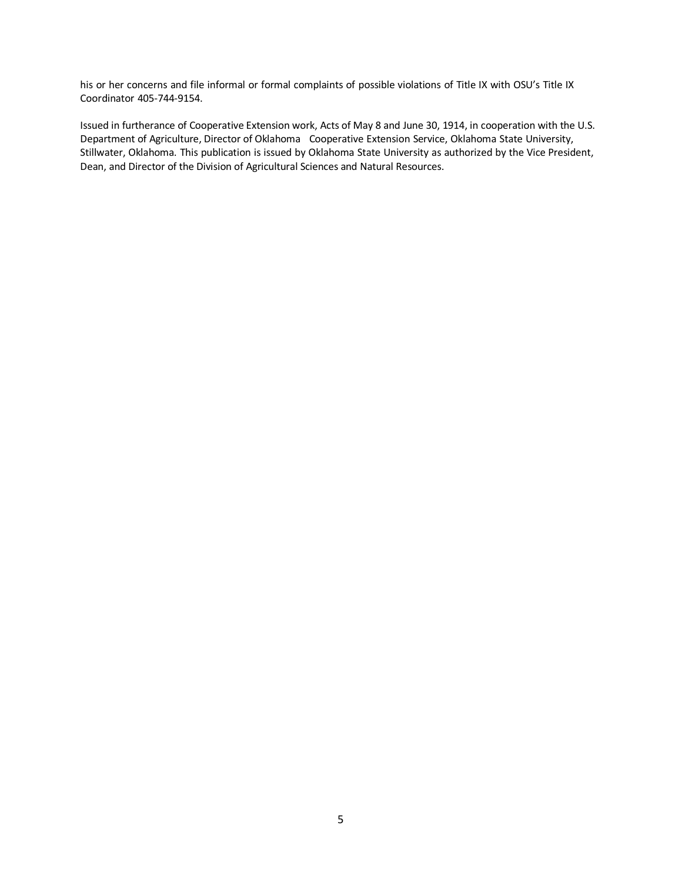his or her concerns and file informal or formal complaints of possible violations of Title IX with OSU's Title IX Coordinator 405-744-9154.

Issued in furtherance of Cooperative Extension work, Acts of May 8 and June 30, 1914, in cooperation with the U.S. Department of Agriculture, Director of Oklahoma Cooperative Extension Service, Oklahoma State University, Stillwater, Oklahoma. This publication is issued by Oklahoma State University as authorized by the Vice President, Dean, and Director of the Division of Agricultural Sciences and Natural Resources.